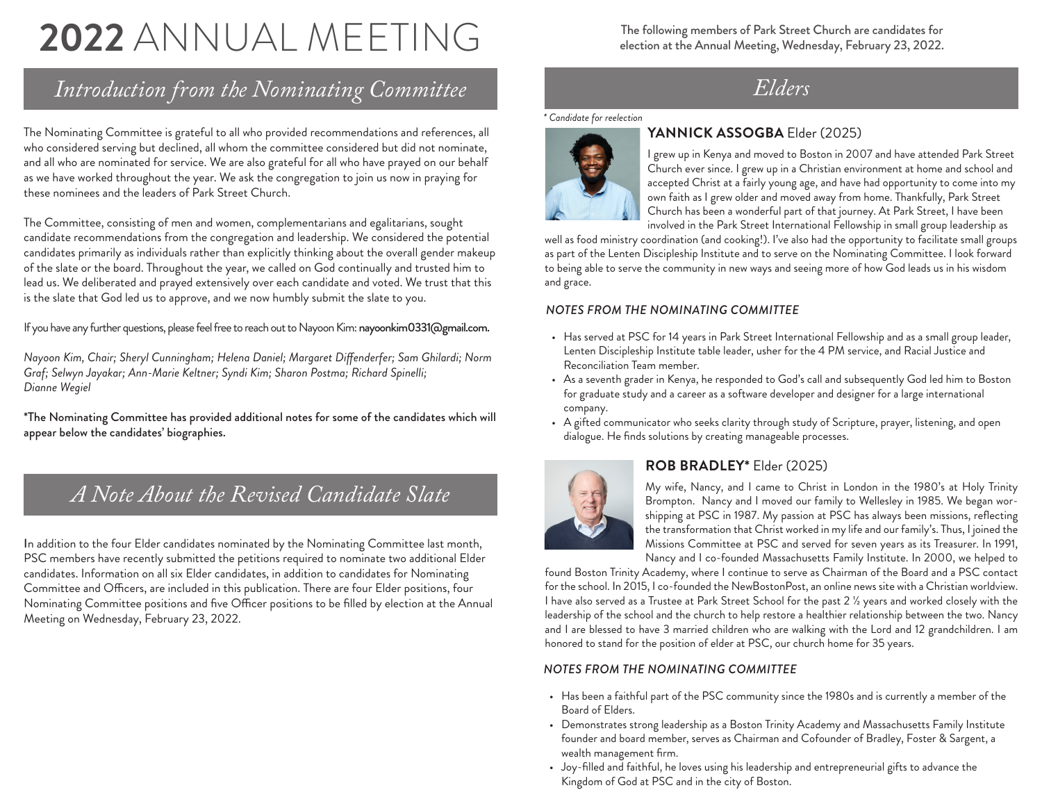# 2022 ANNUAL MEETING

## Introduction from the Nominating Committee

The Nominating Committee is grateful to all who provided recommendations and references, all who considered serving but declined, all whom the committee considered but did not nominate, and all who are nominated for service. We are also grateful for all who have prayed on our behalf as we have worked throughout the year. We ask the congregation to join us now in praying for these nominees and the leaders of Park Street Church.

The Committee, consisting of men and women, complementarians and egalitarians, sought candidate recommendations from the congregation and leadership. We considered the potential candidates primarily as individuals rather than explicitly thinking about the overall gender makeup of the slate or the board. Throughout the year, we called on God continually and trusted him to lead us. We deliberated and prayed extensively over each candidate and voted. We trust that this is the slate that God led us to approve, and we now humbly submit the slate to you.

If you have any further questions, please feel free to reach out to Nayoon Kim: **nayoonkim0331@gmail.com.**

*Nayoon Kim, Chair; Sheryl Cunningham; Helena Daniel; Margaret Diffenderfer; Sam Ghilardi; Norm Graf; Selwyn Jayakar; Ann-Marie Keltner; Syndi Kim; Sharon Postma; Richard Spinelli; Dianne Wegiel*

**\*The Nominating Committee has provided additional notes for some of the candidates which will appear below the candidates' biographies.**

## A Note About the Revised Candidate Slate

In addition to the four Elder candidates nominated by the Nominating Committee last month, PSC members have recently submitted the petitions required to nominate two additional Elder candidates. Information on all six Elder candidates, in addition to candidates for Nominating Committee and Officers, are included in this publication. There are four Elder positions, four Nominating Committee positions and five Officer positions to be filled by election at the Annual Meeting on Wednesday, February 23, 2022.

The following members of Park Street Church are candidates for election at the Annual Meeting, Wednesday, February 23, 2022.

## Elders

*\* Candidate for reelection*

### YANNICK ASSOGBA Elder (2025)

I grew up in Kenya and moved to Boston in 2007 and have attended Park Street Church ever since. I grew up in a Christian environment at home and school and accepted Christ at a fairly young age, and have had opportunity to come into my own faith as I grew older and moved away from home. Thankfully, Park Street Church has been a wonderful part of that journey. At Park Street, I have been involved in the Park Street International Fellowship in small group leadership as well as food ministry coordination (and cooking!). I've also had the opportunity to facilitate small groups as part of the Lenten Discipleship Institute and to serve on the Nominating Committee. I look forward to being able to serve the community in new ways and seeing more of how God leads us in his wisdom and grace.

#### NOTES FROM THE NOMINATING COMMITTEE

- Has served at PSC for 14 years in Park Street International Fellowship and as a small group leader, Lenten Discipleship Institute table leader, usher for the 4 PM service, and Racial Justice and Reconciliation Team member.
- As a seventh grader in Kenya, he responded to God's call and subsequently God led him to Boston for graduate study and a career as a software developer and designer for a large international company.
- A gifted communicator who seeks clarity through study of Scripture, prayer, listening, and open dialogue. He finds solutions by creating manageable processes.

### ROB BRADLEY* Elder (2025)

My wife, Nancy, and I came to Christ in London in the 1980's at Holy Trinity Brompton. Nancy and I moved our family to Wellesley in 1985. We began worshipping at PSC in 1987. My passion at PSC has always been missions, reflecting the transformation that Christ worked in my life and our family's. Thus, I joined the Missions Committee at PSC and served for seven years as its Treasurer. In 1991, Nancy and I co-founded Massachusetts Family Institute. In 2000, we helped to found Boston Trinity Academy, where I continue to serve as Chairman of the Board and a PSC contact for the school. In 2015, I co-founded the NewBostonPost, an online news site with a Christian worldview. I have also served as a Trustee at Park Street School for the past 2 ½ years and worked closely with the leadership of the school and the church to help restore a healthier relationship between the two. Nancy and I are blessed to have 3 married children who are walking with the Lord and 12 grandchildren. I am honored to stand for the position of elder at PSC, our church home for 35 years.

#### NOTES FROM THE NOMINATING COMMITTEE

- Has been a faithful part of the PSC community since the 1980s and is currently a member of the Board of Elders.
- Demonstrates strong leadership as a Boston Trinity Academy and Massachusetts Family Institute founder and board member, serves as Chairman and Cofounder of Bradley, Foster & Sargent, a wealth management firm.
- Joy-filled and faithful, he loves using his leadership and entrepreneurial gifts to advance the Kingdom of God at PSC and in the city of Boston.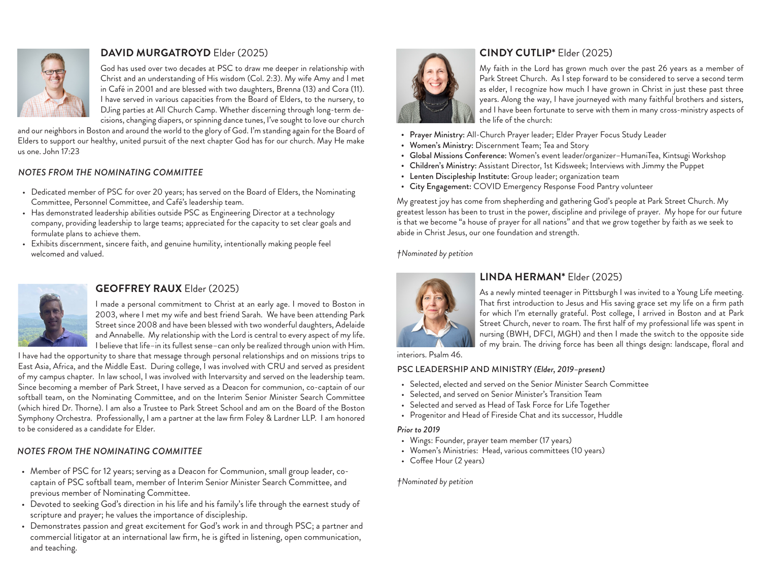### **DAVID MURGATROYD** Elder (2025)

God has used over two decades at PSC to draw me deeper in relationship with Christ and an understanding of His wisdom (Col. 2:3). My wife Amy and I met in Café in 2001 and are blessed with two daughters, Brenna (13) and Cora (11). I have served in various capacities from the Board of Elders, to the nursery, to DJing parties at All Church Camp. Whether discerning through long-term decisions, changing diapers, or spinning dance tunes, I've sought to love our church and our neighbors in Boston and around the world to the glory of God. I'm standing again for the Board of Elders to support our healthy, united pursuit of the next chapter God has for our church. May He make us one. John 17:23

*NOTES FROM THE NOMINATING COMMITTEE*

- Dedicated member of PSC for over 20 years; has served on the Board of Elders, the Nominating Committee, Personnel Committee, and Café's leadership team.
- Has demonstrated leadership abilities outside PSC as Engineering Director at a technology company, providing leadership to large teams; appreciated for the capacity to set clear goals and formulate plans to achieve them.
- Exhibits discernment, sincere faith, and genuine humility, intentionally making people feel welcomed and valued.

### **GEOFFREY RAUX** Elder (2025)

I made a personal commitment to Christ at an early age. I moved to Boston in 2003, where I met my wife and best friend Sarah. We have been attending Park Street since 2008 and have been blessed with two wonderful daughters, Adelaide and Annabelle. My relationship with the Lord is central to every aspect of my life. I believe that life–in its fullest sense–can only be realized through union with Him. I have had the opportunity to share that message through personal relationships and on missions trips to East Asia, Africa, and the Middle East. During college, I was involved with CRU and served as president of my campus chapter. In law school, I was involved with Intervarsity and served on the leadership team. Since becoming a member of Park Street, I have served as a Deacon for communion, co-captain of our softball team, on the Nominating Committee, and on the Interim Senior Minister Search Committee (which hired Dr. Thorne). I am also a Trustee to Park Street School and am on the Board of the Boston Symphony Orchestra. Professionally, I am a partner at the law firm Foley & Lardner LLP. I am honored to be considered as a candidate for Elder.

*NOTES FROM THE NOMINATING COMMITTEE*

- Member of PSC for 12 years; serving as a Deacon for Communion, small group leader, co-captain of PSC softball team, member of Interim Senior Minister Search Committee, and previous member of Nominating Committee.
- Devoted to seeking God's direction in his life and his family's life through the earnest study of scripture and prayer; he values the importance of discipleship.
- Demonstrates passion and great excitement for God's work in and through PSC; a partner and commercial litigator at an international law firm, he is gifted in listening, open communication, and teaching.

### **CINDY CUTLIP*** Elder (2025)

My faith in the Lord has grown much over the past 26 years as a member of Park Street Church. As I step forward to be considered to serve a second term as elder, I recognize how much I have grown in Christ in just these past three years. Along the way, I have journeyed with many faithful brothers and sisters, and I have been fortunate to serve with them in many cross-ministry aspects of the life of the church:

- Prayer Ministry: All-Church Prayer leader; Elder Prayer Focus Study Leader
- Women's Ministry: Discernment Team; Tea and Story
- Global Missions Conference: Women's event leader/organizer–HumaniTea, Kintsugi Workshop
- Children's Ministry: Assistant Director, 1st Kidsweek; Interviews with Jimmy the Puppet
- Lenten Discipleship Institute: Group leader; organization team
- City Engagement: COVID Emergency Response Food Pantry volunteer

My greatest joy has come from shepherding and gathering God's people at Park Street Church. My greatest lesson has been to trust in the power, discipline and privilege of prayer. My hope for our future is that we become "a house of prayer for all nations" and that we grow together by faith as we seek to abide in Christ Jesus, our one foundation and strength.

*†Nominated by petition*

### **LINDA HERMAN*** Elder (2025)

As a newly minted teenager in Pittsburgh I was invited to a Young Life meeting. That first introduction to Jesus and His saving grace set my life on a firm path for which I'm eternally grateful. Post college, I arrived in Boston and at Park Street Church, never to roam. The first half of my professional life was spent in nursing (BWH, DFCI, MGH) and then I made the switch to the opposite side of my brain. The driving force has been all things design: landscape, floral and interiors. Psalm 46.

PSC LEADERSHIP AND MINISTRY ***(Elder, 2019–present)***

- Selected, elected and served on the Senior Minister Search Committee
- Selected, and served on Senior Minister's Transition Team
- Selected and served as Head of Task Force for Life Together
- Progenitor and Head of Fireside Chat and its successor, Huddle

***Prior to 2019***

- Wings: Founder, prayer team member (17 years)
- Women's Ministries: Head, various committees (10 years)
- Coffee Hour (2 years)

*†Nominated by petition*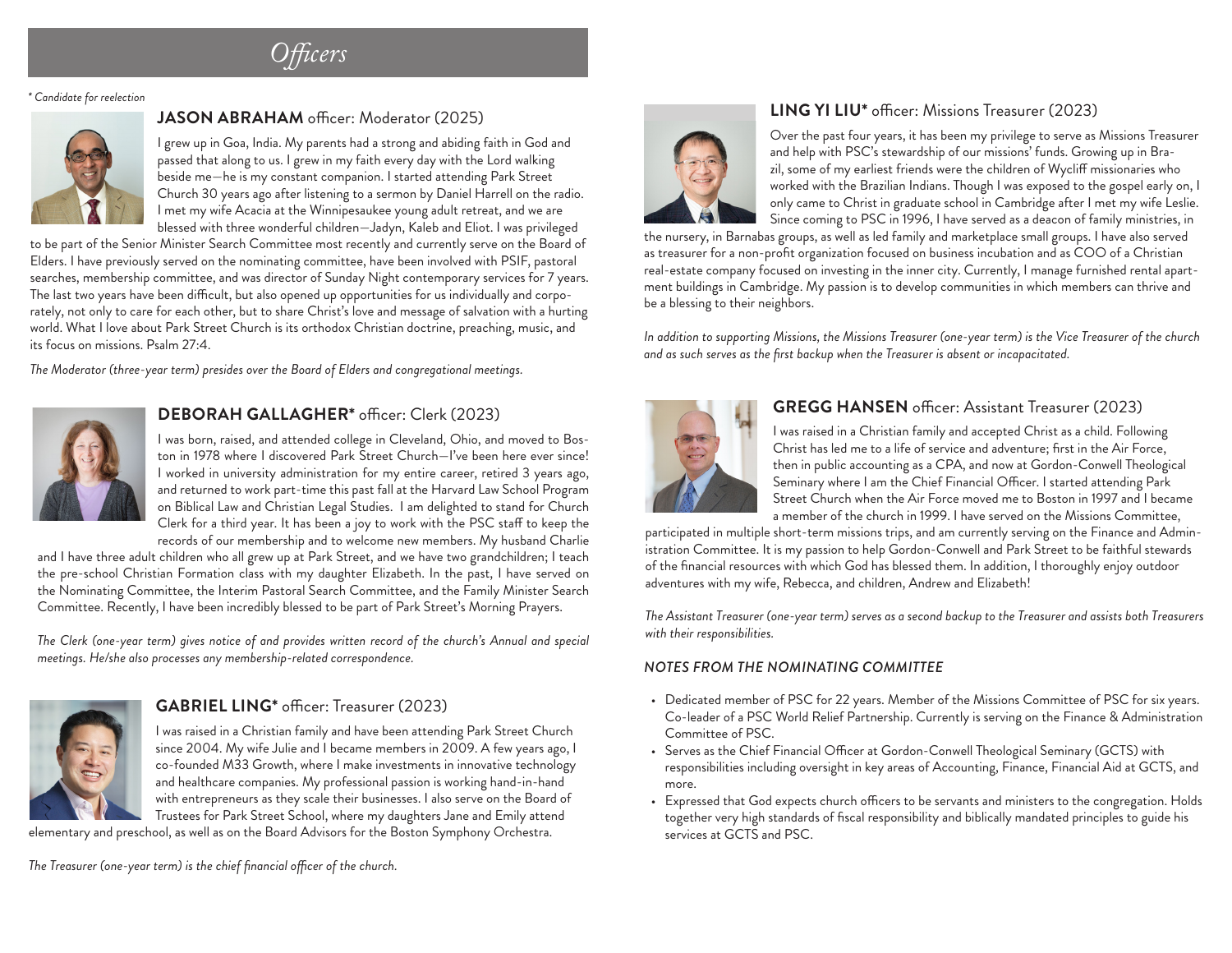# *Officers*

*\* Candidate for reelection*

## **JASON ABRAHAM** officer: Moderator (2025)

I grew up in Goa, India. My parents had a strong and abiding faith in God and passed that along to us. I grew in my faith every day with the Lord walking beside me—he is my constant companion. I started attending Park Street Church 30 years ago after listening to a sermon by Daniel Harrell on the radio. I met my wife Acacia at the Winnipesaukee young adult retreat, and we are blessed with three wonderful children—Jadyn, Kaleb and Eliot. I was privileged to be part of the Senior Minister Search Committee most recently and currently serve on the Board of Elders. I have previously served on the nominating committee, have been involved with PSIF, pastoral searches, membership committee, and was director of Sunday Night contemporary services for 7 years. The last two years have been difficult, but also opened up opportunities for us individually and corporately, not only to care for each other, but to share Christ's love and message of salvation with a hurting world. What I love about Park Street Church is its orthodox Christian doctrine, preaching, music, and its focus on missions. Psalm 27:4.

*The Moderator (three-year term) presides over the Board of Elders and congregational meetings.*

## **DEBORAH GALLAGHER\*** officer: Clerk (2023)

I was born, raised, and attended college in Cleveland, Ohio, and moved to Boston in 1978 where I discovered Park Street Church—I've been here ever since! I worked in university administration for my entire career, retired 3 years ago, and returned to work part-time this past fall at the Harvard Law School Program on Biblical Law and Christian Legal Studies. I am delighted to stand for Church Clerk for a third year. It has been a joy to work with the PSC staff to keep the records of our membership and to welcome new members. My husband Charlie and I have three adult children who all grew up at Park Street, and we have two grandchildren; I teach the pre-school Christian Formation class with my daughter Elizabeth. In the past, I have served on the Nominating Committee, the Interim Pastoral Search Committee, and the Family Minister Search Committee. Recently, I have been incredibly blessed to be part of Park Street's Morning Prayers.

*The Clerk (one-year term) gives notice of and provides written record of the church's Annual and special meetings. He/she also processes any membership-related correspondence.*

## **GABRIEL LING\*** officer: Treasurer (2023)

I was raised in a Christian family and have been attending Park Street Church since 2004. My wife Julie and I became members in 2009. A few years ago, I co-founded M33 Growth, where I make investments in innovative technology and healthcare companies. My professional passion is working hand-in-hand with entrepreneurs as they scale their businesses. I also serve on the Board of Trustees for Park Street School, where my daughters Jane and Emily attend elementary and preschool, as well as on the Board Advisors for the Boston Symphony Orchestra.

*The Treasurer (one-year term) is the chief financial officer of the church.*

## **LING YI LIU\*** officer: Missions Treasurer (2023)

Over the past four years, it has been my privilege to serve as Missions Treasurer and help with PSC's stewardship of our missions' funds. Growing up in Brazil, some of my earliest friends were the children of Wycliff missionaries who worked with the Brazilian Indians. Though I was exposed to the gospel early on, I only came to Christ in graduate school in Cambridge after I met my wife Leslie. Since coming to PSC in 1996, I have served as a deacon of family ministries, in the nursery, in Barnabas groups, as well as led family and marketplace small groups. I have also served as treasurer for a non-profit organization focused on business incubation and as COO of a Christian real-estate company focused on investing in the inner city. Currently, I manage furnished rental apartment buildings in Cambridge. My passion is to develop communities in which members can thrive and be a blessing to their neighbors.

*In addition to supporting Missions, the Missions Treasurer (one-year term) is the Vice Treasurer of the church and as such serves as the first backup when the Treasurer is absent or incapacitated.*

## **GREGG HANSEN** officer: Assistant Treasurer (2023)

I was raised in a Christian family and accepted Christ as a child. Following Christ has led me to a life of service and adventure; first in the Air Force, then in public accounting as a CPA, and now at Gordon-Conwell Theological Seminary where I am the Chief Financial Officer. I started attending Park Street Church when the Air Force moved me to Boston in 1997 and I became a member of the church in 1999. I have served on the Missions Committee, participated in multiple short-term missions trips, and am currently serving on the Finance and Administration Committee. It is my passion to help Gordon-Conwell and Park Street to be faithful stewards of the financial resources with which God has blessed them. In addition, I thoroughly enjoy outdoor adventures with my wife, Rebecca, and children, Andrew and Elizabeth!

*The Assistant Treasurer (one-year term) serves as a second backup to the Treasurer and assists both Treasurers with their responsibilities.*

*NOTES FROM THE NOMINATING COMMITTEE*

- Dedicated member of PSC for 22 years. Member of the Missions Committee of PSC for six years. Co-leader of a PSC World Relief Partnership. Currently is serving on the Finance & Administration Committee of PSC.
- Serves as the Chief Financial Officer at Gordon-Conwell Theological Seminary (GCTS) with responsibilities including oversight in key areas of Accounting, Finance, Financial Aid at GCTS, and more.
- Expressed that God expects church officers to be servants and ministers to the congregation. Holds together very high standards of fiscal responsibility and biblically mandated principles to guide his services at GCTS and PSC.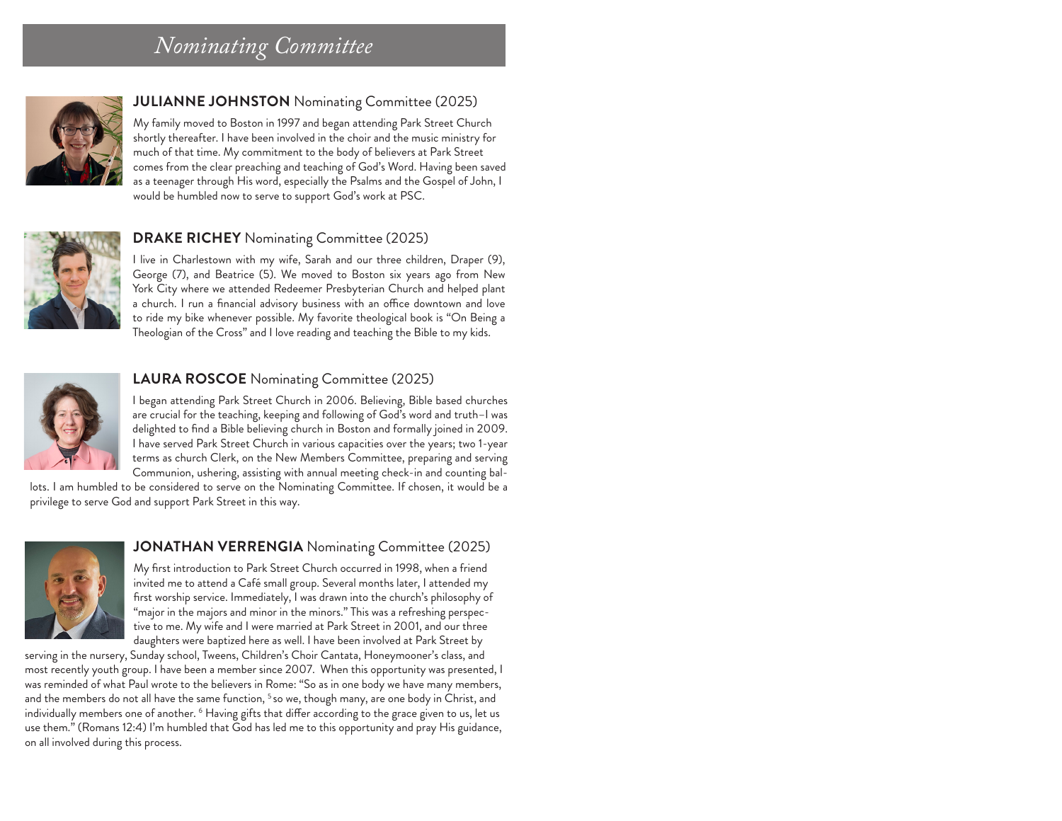# *Nominating Committee*

**JULIANNE JOHNSTON** Nominating Committee (2025)

My family moved to Boston in 1997 and began attending Park Street Church shortly thereafter. I have been involved in the choir and the music ministry for much of that time. My commitment to the body of believers at Park Street comes from the clear preaching and teaching of God's Word. Having been saved as a teenager through His word, especially the Psalms and the Gospel of John, I would be humbled now to serve to support God's work at PSC.

**DRAKE RICHEY** Nominating Committee (2025)

I live in Charlestown with my wife, Sarah and our three children, Draper (9), George (7), and Beatrice (5). We moved to Boston six years ago from New York City where we attended Redeemer Presbyterian Church and helped plant a church. I run a financial advisory business with an office downtown and love to ride my bike whenever possible. My favorite theological book is "On Being a Theologian of the Cross" and I love reading and teaching the Bible to my kids.

**LAURA ROSCOE** Nominating Committee (2025)

I began attending Park Street Church in 2006. Believing, Bible based churches are crucial for the teaching, keeping and following of God's word and truth–I was delighted to find a Bible believing church in Boston and formally joined in 2009. I have served Park Street Church in various capacities over the years; two 1-year terms as church Clerk, on the New Members Committee, preparing and serving Communion, ushering, assisting with annual meeting check-in and counting ballots. I am humbled to be considered to serve on the Nominating Committee. If chosen, it would be a privilege to serve God and support Park Street in this way.

**JONATHAN VERRENGIA** Nominating Committee (2025)

My first introduction to Park Street Church occurred in 1998, when a friend invited me to attend a Café small group. Several months later, I attended my first worship service. Immediately, I was drawn into the church's philosophy of "major in the majors and minor in the minors." This was a refreshing perspective to me. My wife and I were married at Park Street in 2001, and our three daughters were baptized here as well. I have been involved at Park Street by serving in the nursery, Sunday school, Tweens, Children's Choir Cantata, Honeymooner's class, and most recently youth group. I have been a member since 2007. When this opportunity was presented, I was reminded of what Paul wrote to the believers in Rome: "So as in one body we have many members, and the members do not all have the same function, [5] so we, though many, are one body in Christ, and individually members one of another. [6] Having gifts that differ according to the grace given to us, let us use them." (Romans 12:4) I'm humbled that God has led me to this opportunity and pray His guidance, on all involved during this process.